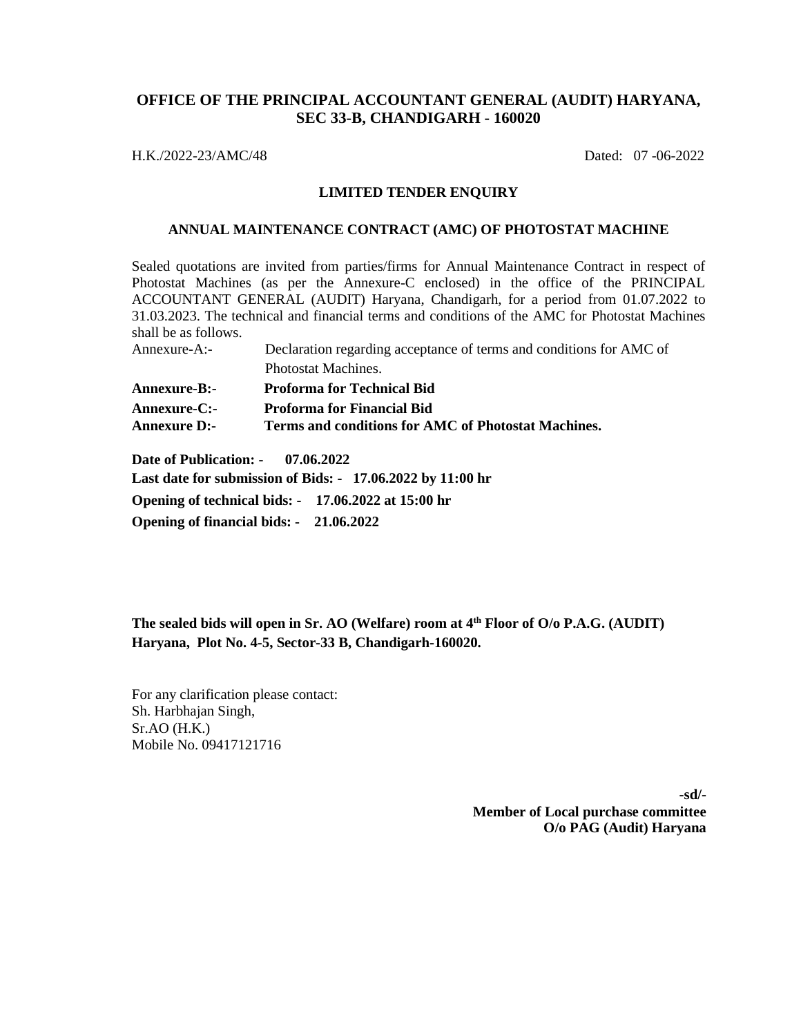# OFFICE OF THE PRINCIPAL ACCOUNTANT GENERAL (AUDIT) HARYANA, SEC 33-B, CHANDIGARH - 160020

H.K./2022-23/AMC/48 Dated: 07 -06-2022

**LIMITED TENDER ENQUIRY**

**ANNUAL MAINTENANCE CONTRACT (AMC) OF PHOTOSTAT MACHINE**

Sealed quotations are invited from parties/firms for Annual Maintenance Contract in respect of Photostat Machines (as per the Annexure-C enclosed) in the office of the PRINCIPAL ACCOUNTANT GENERAL (AUDIT) Haryana, Chandigarh, for a period from 01.07.2022 to 31.03.2023. The technical and financial terms and conditions of the AMC for Photostat Machines shall be as follows.

Annexure-A:- Declaration regarding acceptance of terms and conditions for AMC of Photostat Machines.

**Annexure-B:- Proforma for Technical Bid**

**Annexure-C:- Proforma for Financial Bid**

**Annexure D:- Terms and conditions for AMC of Photostat Machines.**

**Date of Publication: - 07.06.2022**

**Last date for submission of Bids: - 17.06.2022 by 11:00 hr**

**Opening of technical bids: - 17.06.2022 at 15:00 hr**

**Opening of financial bids: - 21.06.2022**

**The sealed bids will open in Sr. AO (Welfare) room at 4th Floor of O/o P.A.G. (AUDIT) Haryana, Plot No. 4-5, Sector-33 B, Chandigarh-160020.**

For any clarification please contact:
Sh. Harbhajan Singh,
Sr.AO (H.K.)
Mobile No. 09417121716

**-sd/-**
**Member of Local purchase committee**
**O/o PAG (Audit) Haryana**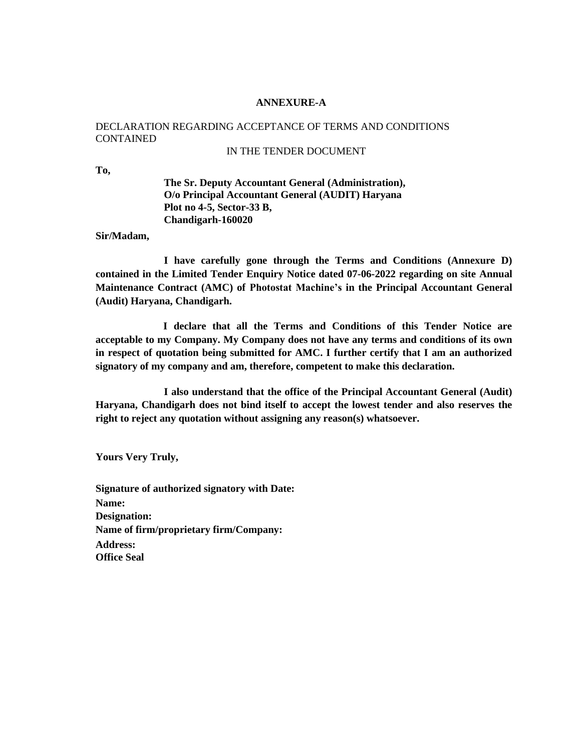**ANNEXURE-A**

DECLARATION REGARDING ACCEPTANCE OF TERMS AND CONDITIONS CONTAINED

IN THE TENDER DOCUMENT

**To,**

**The Sr. Deputy Accountant General (Administration),**
**O/o Principal Accountant General (AUDIT) Haryana**
**Plot no 4-5, Sector-33 B,**
**Chandigarh-160020**

**Sir/Madam,**

**I have carefully gone through the Terms and Conditions (Annexure D) contained in the Limited Tender Enquiry Notice dated 07-06-2022 regarding on site Annual Maintenance Contract (AMC) of Photostat Machine's in the Principal Accountant General (Audit) Haryana, Chandigarh.**

**I declare that all the Terms and Conditions of this Tender Notice are acceptable to my Company. My Company does not have any terms and conditions of its own in respect of quotation being submitted for AMC. I further certify that I am an authorized signatory of my company and am, therefore, competent to make this declaration.**

**I also understand that the office of the Principal Accountant General (Audit) Haryana, Chandigarh does not bind itself to accept the lowest tender and also reserves the right to reject any quotation without assigning any reason(s) whatsoever.**

**Yours Very Truly,**

**Signature of authorized signatory with Date:**
**Name:**
**Designation:**
**Name of firm/proprietary firm/Company:**
**Address:**
**Office Seal**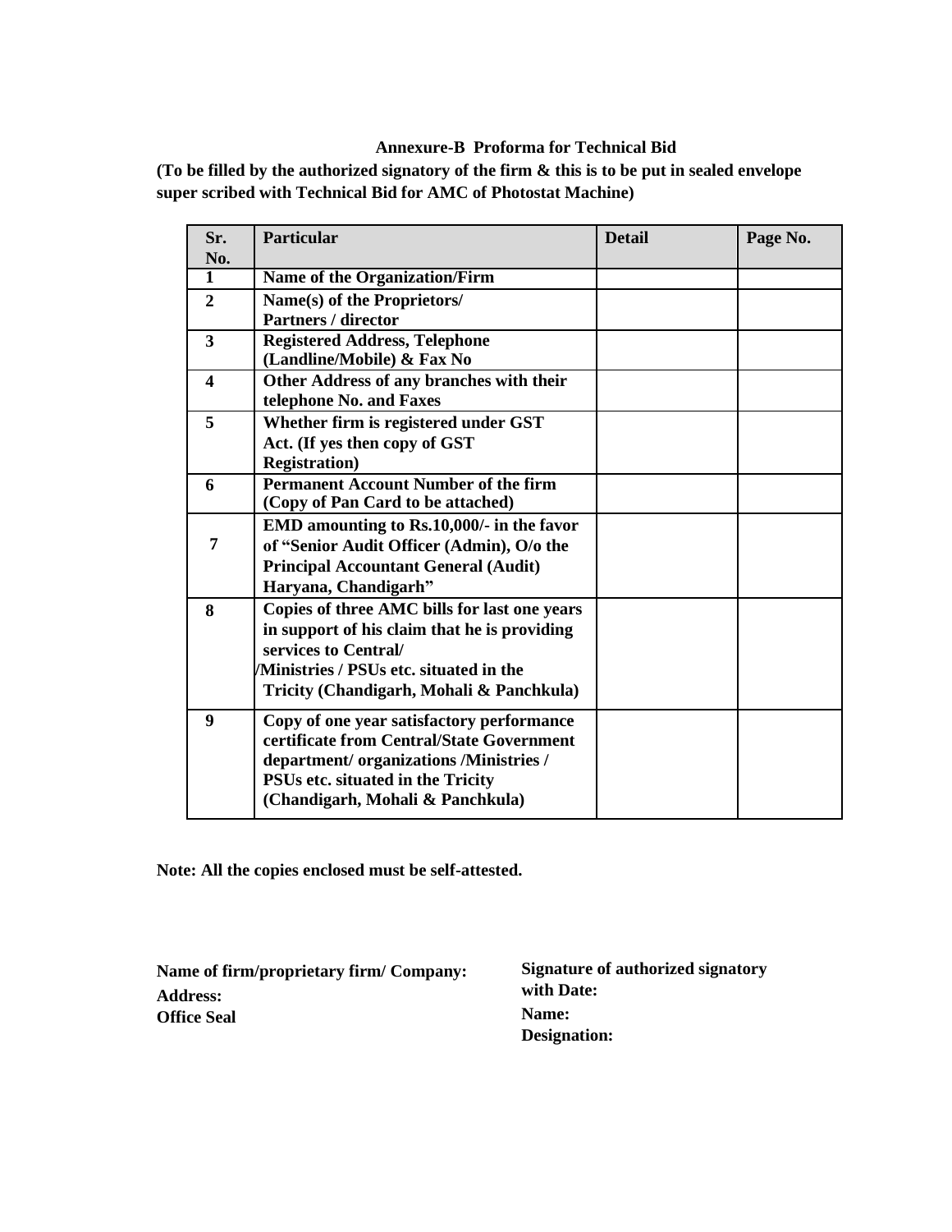### Annexure-B Proforma for Technical Bid

**(To be filled by the authorized signatory of the firm & this is to be put in sealed envelope super scribed with Technical Bid for AMC of Photostat Machine)**

| Sr. No. | Particular | Detail | Page No. |
|---|---|---|---|
| 1 | **Name of the Organization/Firm** | | |
| 2 | **Name(s) of the Proprietors/ Partners / director** | | |
| 3 | **Registered Address, Telephone (Landline/Mobile) & Fax No** | | |
| 4 | **Other Address of any branches with their telephone No. and Faxes** | | |
| 5 | **Whether firm is registered under GST Act. (If yes then copy of GST Registration)** | | |
| 6 | **Permanent Account Number of the firm (Copy of Pan Card to be attached)** | | |
| 7 | **EMD amounting to Rs.10,000/- in the favor of "Senior Audit Officer (Admin), O/o the Principal Accountant General (Audit) Haryana, Chandigarh"** | | |
| 8 | **Copies of three AMC bills for last one years in support of his claim that he is providing services to Central/ /Ministries / PSUs etc. situated in the Tricity (Chandigarh, Mohali & Panchkula)** | | |
| 9 | **Copy of one year satisfactory performance certificate from Central/State Government department/ organizations /Ministries / PSUs etc. situated in the Tricity (Chandigarh, Mohali & Panchkula)** | | |

**Note: All the copies enclosed must be self-attested.**

**Name of firm/proprietary firm/ Company:**
**Address:**
**Office Seal**

**Signature of authorized signatory with Date:**
**Name:**
**Designation:**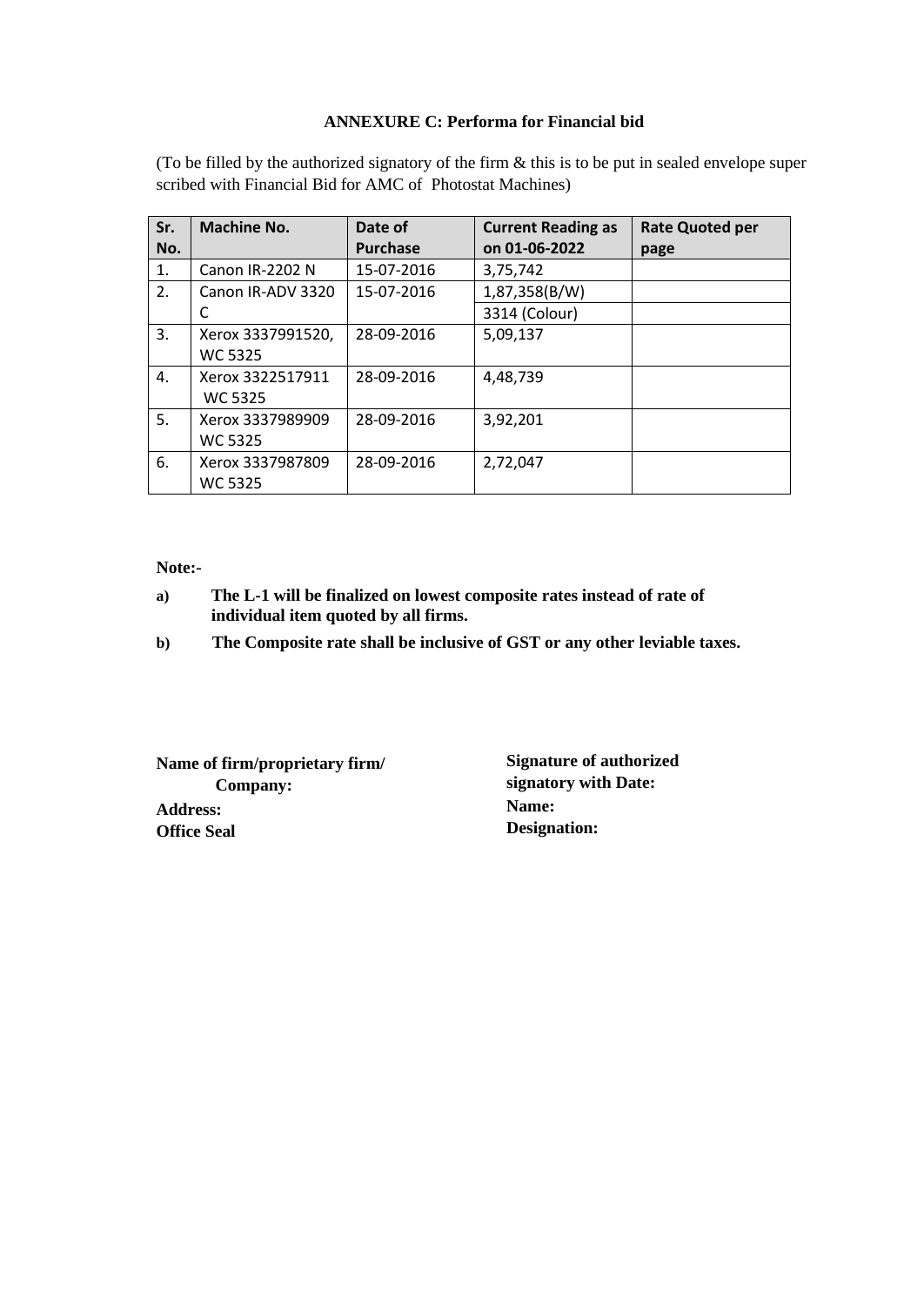## ANNEXURE C: Performa for Financial bid

(To be filled by the authorized signatory of the firm & this is to be put in sealed envelope super scribed with Financial Bid for AMC of Photostat Machines)

| Sr. No. | Machine No. | Date of Purchase | Current Reading as on 01-06-2022 | Rate Quoted per page |
|---|---|---|---|---|
| 1. | Canon IR-2202 N | 15-07-2016 | 3,75,742 | |
| 2. | Canon IR-ADV 3320 C | 15-07-2016 | 1,87,358(B/W) | |
| | | | 3314 (Colour) | |
| 3. | Xerox 3337991520, WC 5325 | 28-09-2016 | 5,09,137 | |
| 4. | Xerox 3322517911 WC 5325 | 28-09-2016 | 4,48,739 | |
| 5. | Xerox 3337989909 WC 5325 | 28-09-2016 | 3,92,201 | |
| 6. | Xerox 3337987809 WC 5325 | 28-09-2016 | 2,72,047 | |

**Note:-**

**a) The L-1 will be finalized on lowest composite rates instead of rate of individual item quoted by all firms.**

**b) The Composite rate shall be inclusive of GST or any other leviable taxes.**

**Name of firm/proprietary firm/ Company:**
**Address:**
**Office Seal**

**Signature of authorized signatory with Date:**
**Name:**
**Designation:**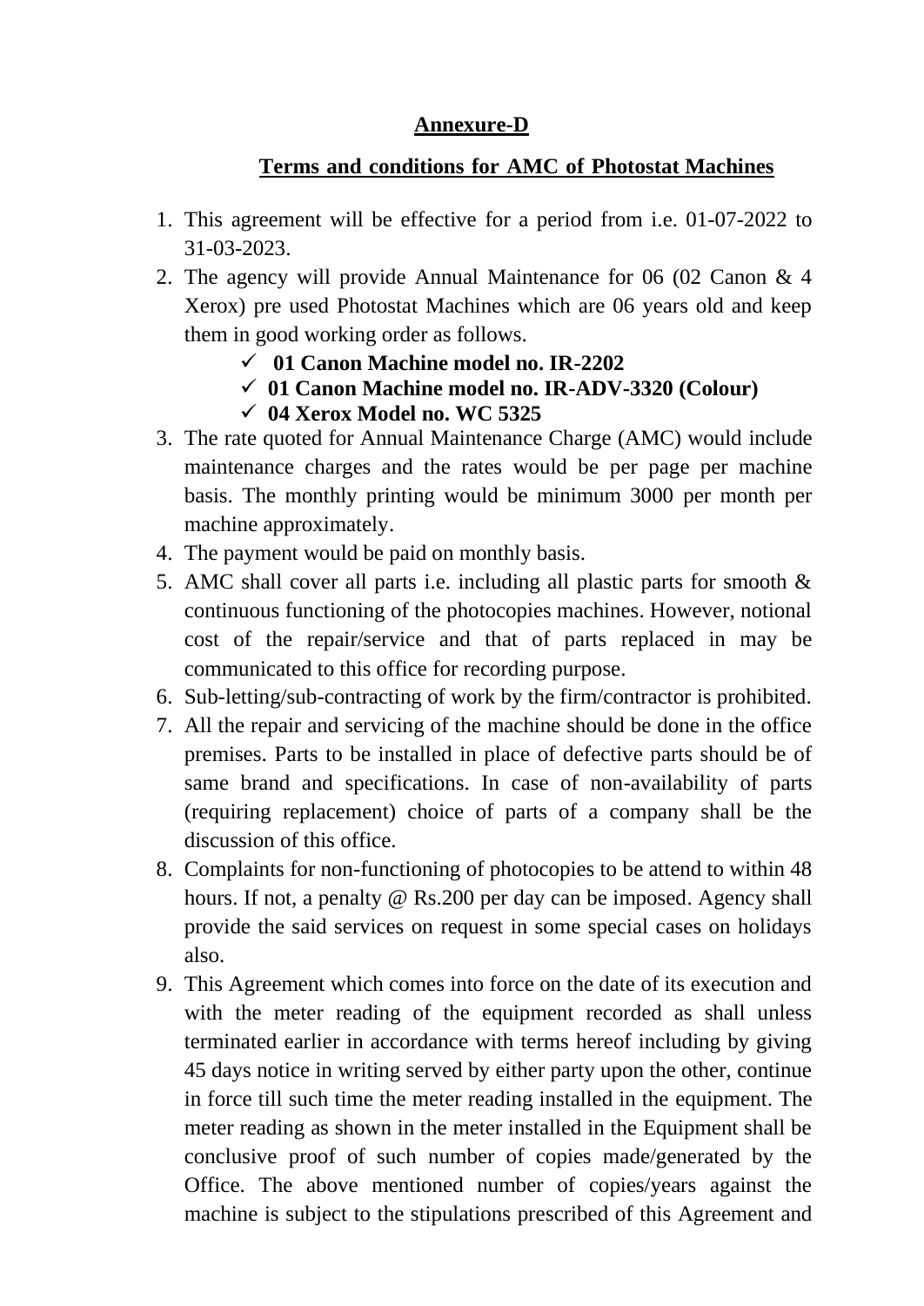**Annexure-D**

**Terms and conditions for AMC of Photostat Machines**

1. This agreement will be effective for a period from i.e. 01-07-2022 to 31-03-2023.
2. The agency will provide Annual Maintenance for 06 (02 Canon & 4 Xerox) pre used Photostat Machines which are 06 years old and keep them in good working order as follows.
   - ✓ **01 Canon Machine model no. IR-2202**
   - ✓ **01 Canon Machine model no. IR-ADV-3320 (Colour)**
   - ✓ **04 Xerox Model no. WC 5325**
3. The rate quoted for Annual Maintenance Charge (AMC) would include maintenance charges and the rates would be per page per machine basis. The monthly printing would be minimum 3000 per month per machine approximately.
4. The payment would be paid on monthly basis.
5. AMC shall cover all parts i.e. including all plastic parts for smooth & continuous functioning of the photocopies machines. However, notional cost of the repair/service and that of parts replaced in may be communicated to this office for recording purpose.
6. Sub-letting/sub-contracting of work by the firm/contractor is prohibited.
7. All the repair and servicing of the machine should be done in the office premises. Parts to be installed in place of defective parts should be of same brand and specifications. In case of non-availability of parts (requiring replacement) choice of parts of a company shall be the discussion of this office.
8. Complaints for non-functioning of photocopies to be attend to within 48 hours. If not, a penalty @ Rs.200 per day can be imposed. Agency shall provide the said services on request in some special cases on holidays also.
9. This Agreement which comes into force on the date of its execution and with the meter reading of the equipment recorded as shall unless terminated earlier in accordance with terms hereof including by giving 45 days notice in writing served by either party upon the other, continue in force till such time the meter reading installed in the equipment. The meter reading as shown in the meter installed in the Equipment shall be conclusive proof of such number of copies made/generated by the Office. The above mentioned number of copies/years against the machine is subject to the stipulations prescribed of this Agreement and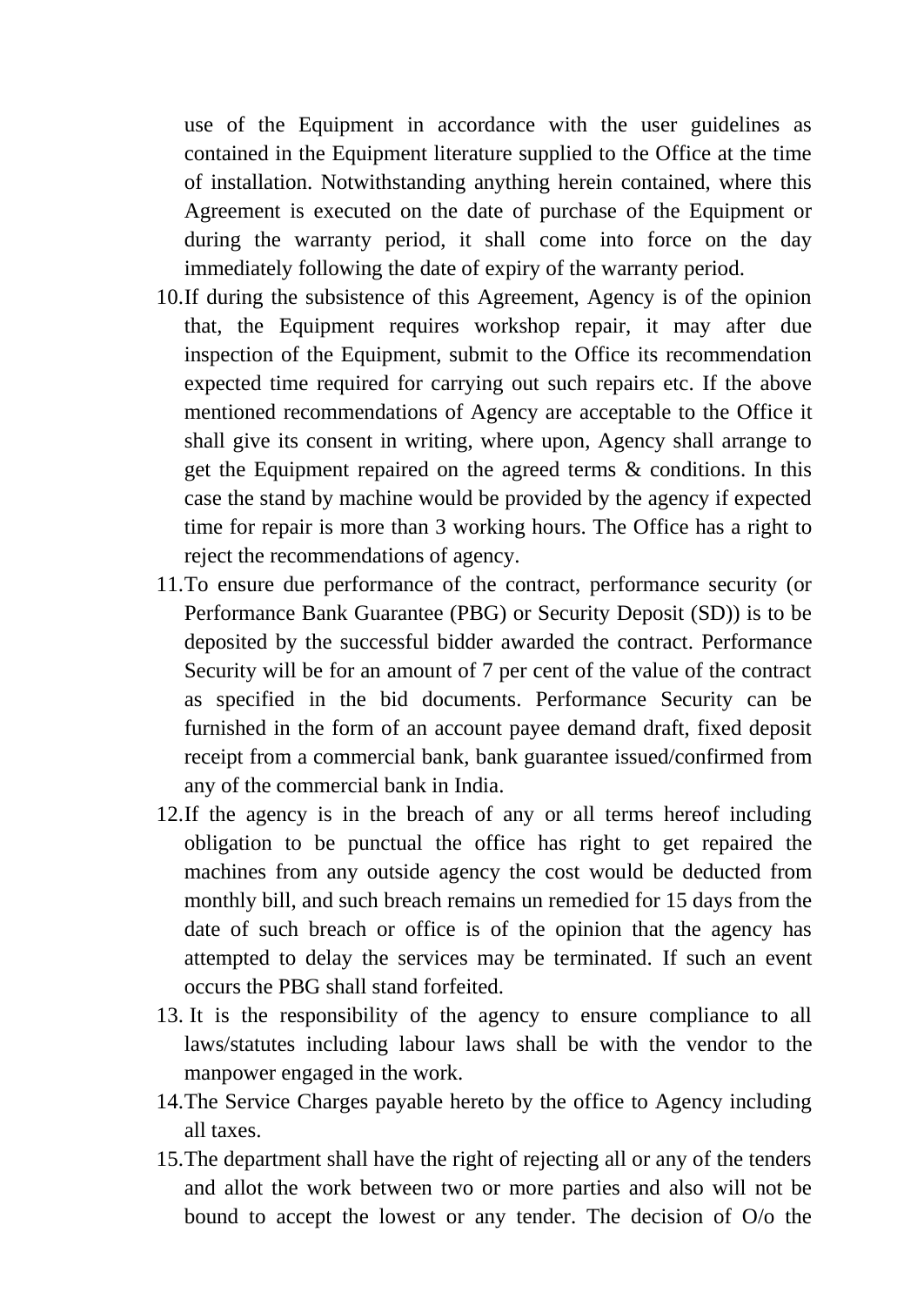use of the Equipment in accordance with the user guidelines as contained in the Equipment literature supplied to the Office at the time of installation. Notwithstanding anything herein contained, where this Agreement is executed on the date of purchase of the Equipment or during the warranty period, it shall come into force on the day immediately following the date of expiry of the warranty period.

10. If during the subsistence of this Agreement, Agency is of the opinion that, the Equipment requires workshop repair, it may after due inspection of the Equipment, submit to the Office its recommendation expected time required for carrying out such repairs etc. If the above mentioned recommendations of Agency are acceptable to the Office it shall give its consent in writing, where upon, Agency shall arrange to get the Equipment repaired on the agreed terms & conditions. In this case the stand by machine would be provided by the agency if expected time for repair is more than 3 working hours. The Office has a right to reject the recommendations of agency.
11. To ensure due performance of the contract, performance security (or Performance Bank Guarantee (PBG) or Security Deposit (SD)) is to be deposited by the successful bidder awarded the contract. Performance Security will be for an amount of 7 per cent of the value of the contract as specified in the bid documents. Performance Security can be furnished in the form of an account payee demand draft, fixed deposit receipt from a commercial bank, bank guarantee issued/confirmed from any of the commercial bank in India.
12. If the agency is in the breach of any or all terms hereof including obligation to be punctual the office has right to get repaired the machines from any outside agency the cost would be deducted from monthly bill, and such breach remains un remedied for 15 days from the date of such breach or office is of the opinion that the agency has attempted to delay the services may be terminated. If such an event occurs the PBG shall stand forfeited.
13. It is the responsibility of the agency to ensure compliance to all laws/statutes including labour laws shall be with the vendor to the manpower engaged in the work.
14. The Service Charges payable hereto by the office to Agency including all taxes.
15. The department shall have the right of rejecting all or any of the tenders and allot the work between two or more parties and also will not be bound to accept the lowest or any tender. The decision of O/o the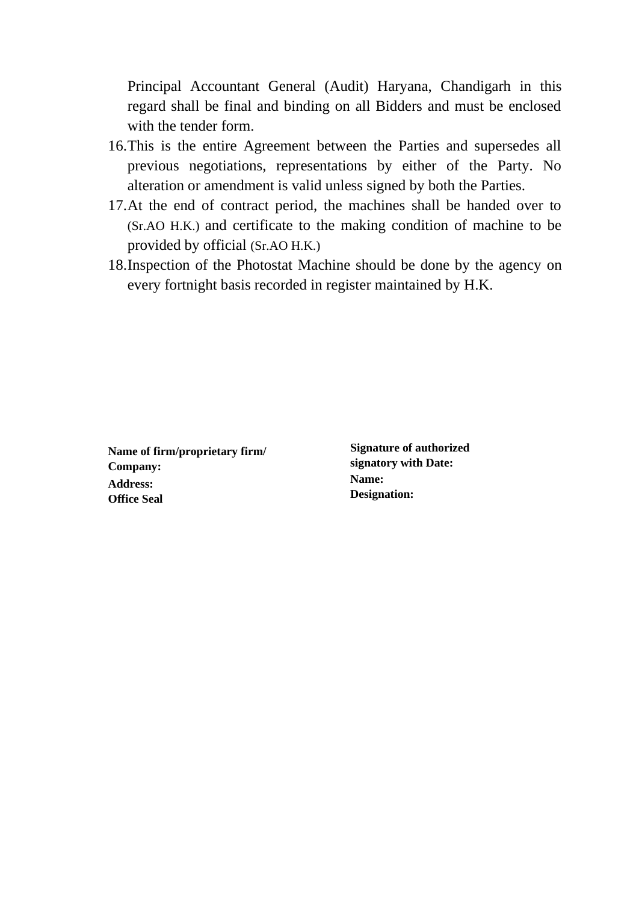Principal Accountant General (Audit) Haryana, Chandigarh in this regard shall be final and binding on all Bidders and must be enclosed with the tender form.

16. This is the entire Agreement between the Parties and supersedes all previous negotiations, representations by either of the Party. No alteration or amendment is valid unless signed by both the Parties.
17. At the end of contract period, the machines shall be handed over to (Sr.AO H.K.) and certificate to the making condition of machine to be provided by official (Sr.AO H.K.)
18. Inspection of the Photostat Machine should be done by the agency on every fortnight basis recorded in register maintained by H.K.

**Name of firm/proprietary firm/ Company:**
**Address:**
**Office Seal**

**Signature of authorized signatory with Date:**
**Name:**
**Designation:**